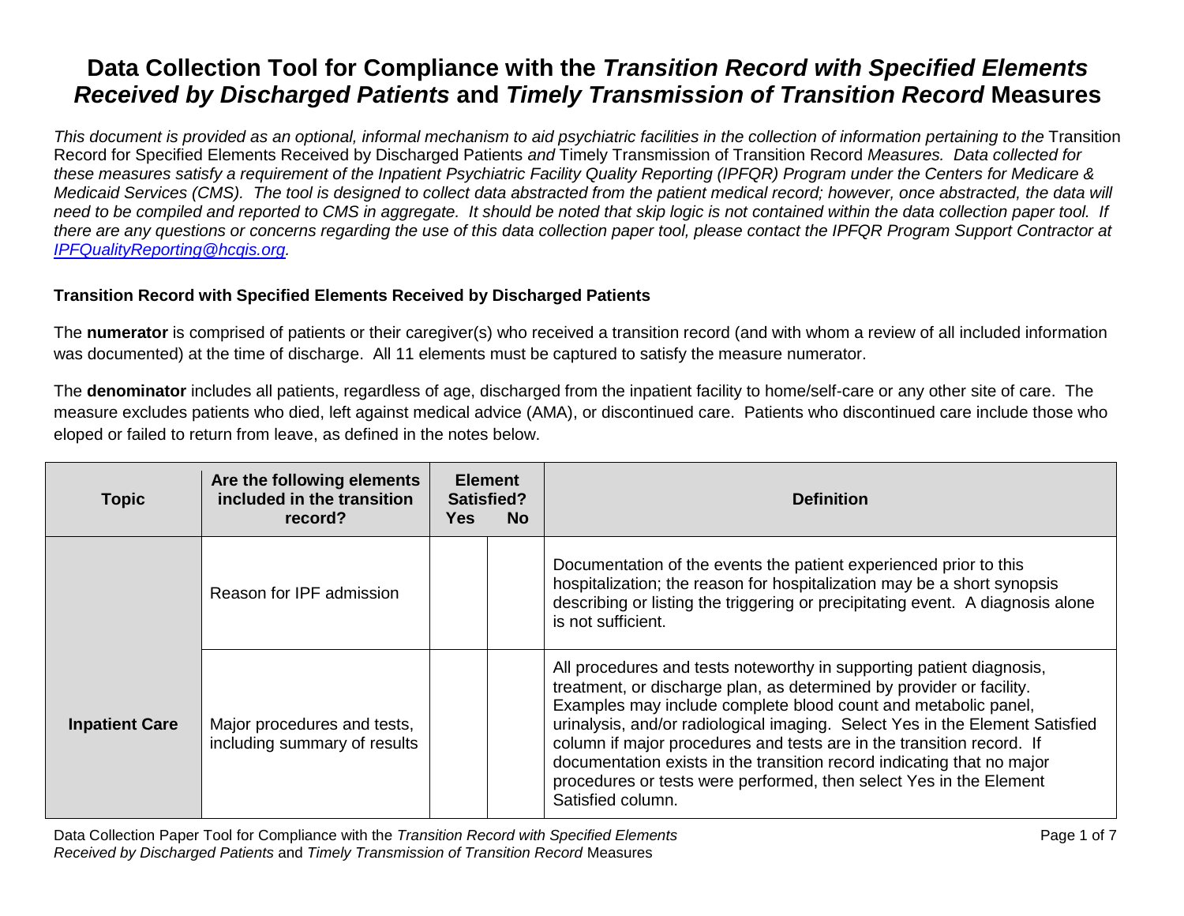# Data Collection Tool for Compliance with the *Transition Record with Specified Elements Received by Discharged Patients* and *Timely Transmission of Transition Record* Measures

*This document is provided as an optional, informal mechanism to aid psychiatric facilities in the collection of information pertaining to the* Transition Record for Specified Elements Received by Discharged Patients *and* Timely Transmission of Transition Record *Measures. Data collected for these measures satisfy a requirement of the Inpatient Psychiatric Facility Quality Reporting (IPFQR) Program under the Centers for Medicare & Medicaid Services (CMS). The tool is designed to collect data abstracted from the patient medical record; however, once abstracted, the data will need to be compiled and reported to CMS in aggregate. It should be noted that skip logic is not contained within the data collection paper tool. If there are any questions or concerns regarding the use of this data collection paper tool, please contact the IPFQR Program Support Contractor at [IPFQualityReporting@hcqis.org](mailto:IPFQualityReporting@hcqis.org).*

### Transition Record with Specified Elements Received by Discharged Patients

The **numerator** is comprised of patients or their caregiver(s) who received a transition record (and with whom a review of all included information was documented) at the time of discharge. All 11 elements must be captured to satisfy the measure numerator.

The **denominator** includes all patients, regardless of age, discharged from the inpatient facility to home/self-care or any other site of care. The measure excludes patients who died, left against medical advice (AMA), or discontinued care. Patients who discontinued care include those who eloped or failed to return from leave, as defined in the notes below.

| Topic | Are the following elements included in the transition record? | Element Satisfied? Yes | No | Definition |
|---|---|---|---|---|
| **Inpatient Care** | Reason for IPF admission | | | Documentation of the events the patient experienced prior to this hospitalization; the reason for hospitalization may be a short synopsis describing or listing the triggering or precipitating event. A diagnosis alone is not sufficient. |
| | Major procedures and tests, including summary of results | | | All procedures and tests noteworthy in supporting patient diagnosis, treatment, or discharge plan, as determined by provider or facility. Examples may include complete blood count and metabolic panel, urinalysis, and/or radiological imaging. Select Yes in the Element Satisfied column if major procedures and tests are in the transition record. If documentation exists in the transition record indicating that no major procedures or tests were performed, then select Yes in the Element Satisfied column. |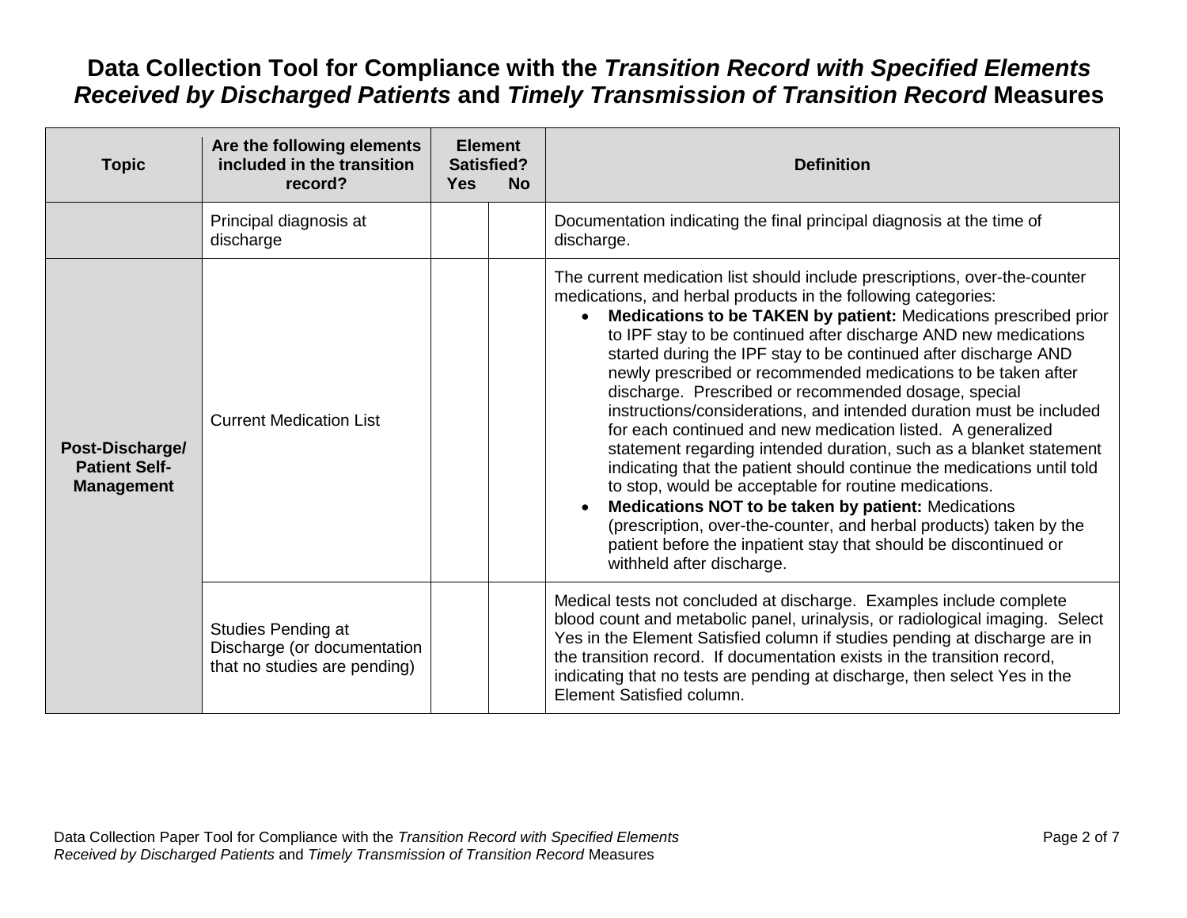# Data Collection Tool for Compliance with the *Transition Record with Specified Elements Received by Discharged Patients* and *Timely Transmission of Transition Record* Measures

| Topic | Are the following elements included in the transition record? | Element Satisfied? Yes | No | Definition |
|---|---|---|---|---|
| | Principal diagnosis at discharge | | | Documentation indicating the final principal diagnosis at the time of discharge. |
| **Post-Discharge/ Patient Self-Management** | Current Medication List | | | The current medication list should include prescriptions, over-the-counter medications, and herbal products in the following categories:<br>• **Medications to be TAKEN by patient:** Medications prescribed prior to IPF stay to be continued after discharge AND new medications started during the IPF stay to be continued after discharge AND newly prescribed or recommended medications to be taken after discharge. Prescribed or recommended dosage, special instructions/considerations, and intended duration must be included for each continued and new medication listed. A generalized statement regarding intended duration, such as a blanket statement indicating that the patient should continue the medications until told to stop, would be acceptable for routine medications.<br>• **Medications NOT to be taken by patient:** Medications (prescription, over-the-counter, and herbal products) taken by the patient before the inpatient stay that should be discontinued or withheld after discharge. |
| | Studies Pending at Discharge (or documentation that no studies are pending) | | | Medical tests not concluded at discharge. Examples include complete blood count and metabolic panel, urinalysis, or radiological imaging. Select Yes in the Element Satisfied column if studies pending at discharge are in the transition record. If documentation exists in the transition record, indicating that no tests are pending at discharge, then select Yes in the Element Satisfied column. |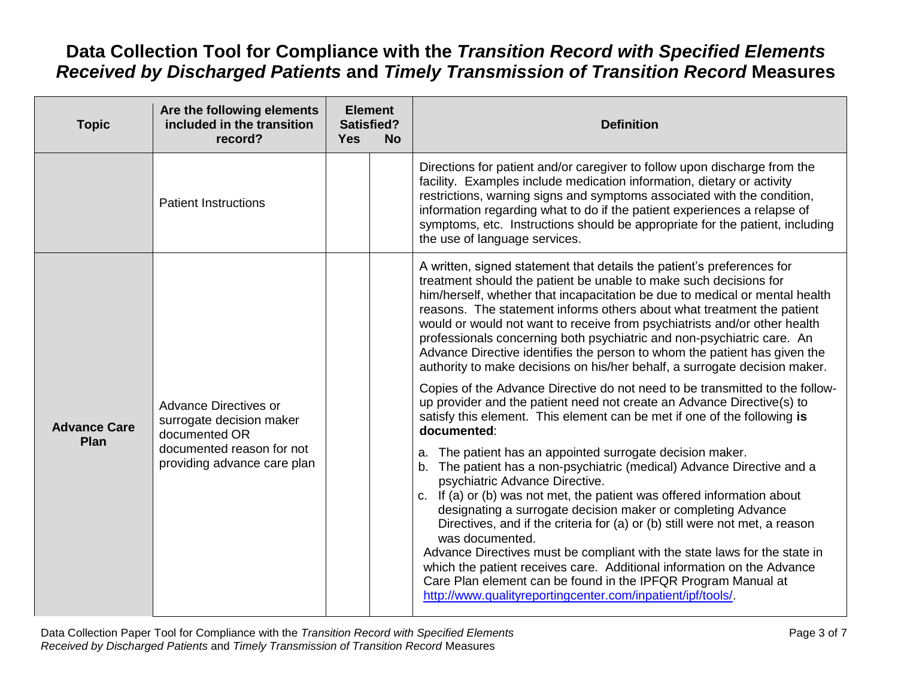# Data Collection Tool for Compliance with the *Transition Record with Specified Elements Received by Discharged Patients* and *Timely Transmission of Transition Record* Measures

| Topic | Are the following elements included in the transition record? | Element Satisfied? Yes | No | Definition |
|---|---|---|---|---|
| | Patient Instructions | | | Directions for patient and/or caregiver to follow upon discharge from the facility. Examples include medication information, dietary or activity restrictions, warning signs and symptoms associated with the condition, information regarding what to do if the patient experiences a relapse of symptoms, etc. Instructions should be appropriate for the patient, including the use of language services. |
| **Advance Care Plan** | Advance Directives or surrogate decision maker documented OR documented reason for not providing advance care plan | | | A written, signed statement that details the patient's preferences for treatment should the patient be unable to make such decisions for him/herself, whether that incapacitation be due to medical or mental health reasons. The statement informs others about what treatment the patient would or would not want to receive from psychiatrists and/or other health professionals concerning both psychiatric and non-psychiatric care. An Advance Directive identifies the person to whom the patient has given the authority to make decisions on his/her behalf, a surrogate decision maker.<br><br>Copies of the Advance Directive do not need to be transmitted to the follow-up provider and the patient need not create an Advance Directive(s) to satisfy this element. This element can be met if one of the following **is documented**:<br><br>a. The patient has an appointed surrogate decision maker.<br>b. The patient has a non-psychiatric (medical) Advance Directive and a psychiatric Advance Directive.<br>c. If (a) or (b) was not met, the patient was offered information about designating a surrogate decision maker or completing Advance Directives, and if the criteria for (a) or (b) still were not met, a reason was documented.<br>Advance Directives must be compliant with the state laws for the state in which the patient receives care. Additional information on the Advance Care Plan element can be found in the IPFQR Program Manual at http://www.qualityreportingcenter.com/inpatient/ipf/tools/. |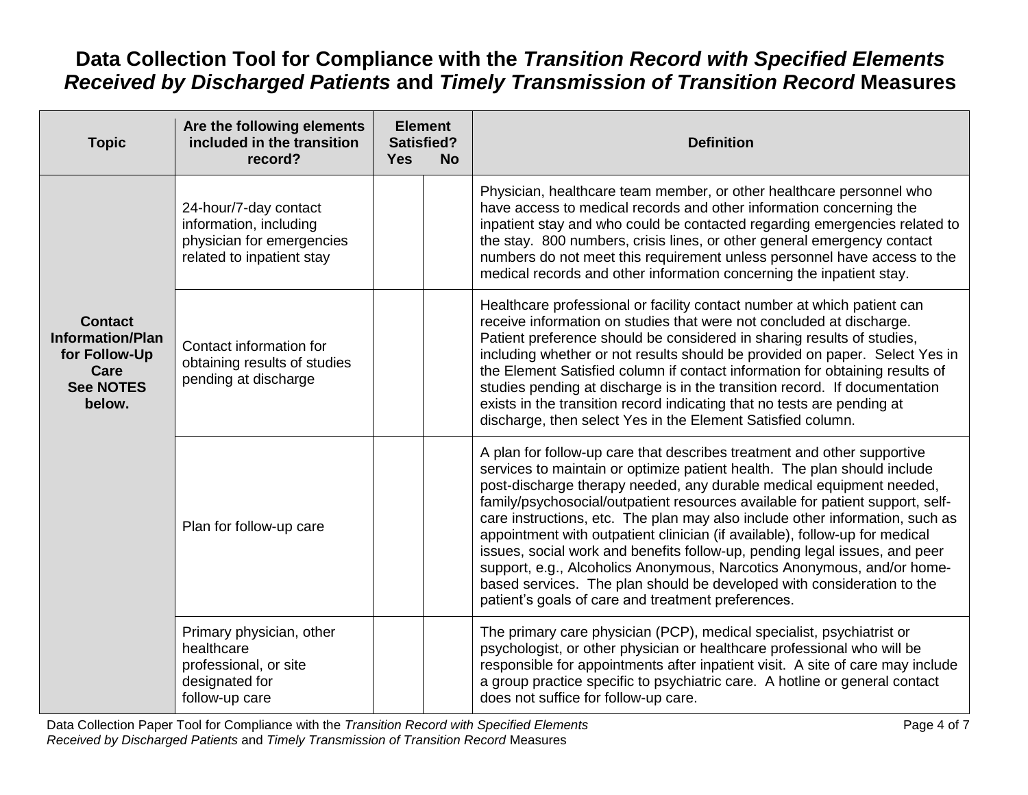# Data Collection Tool for Compliance with the *Transition Record with Specified Elements Received by Discharged Patients* and *Timely Transmission of Transition Record* Measures

| Topic | Are the following elements included in the transition record? | Element Satisfied? Yes | No | Definition |
|---|---|---|---|---|
| **Contact Information/Plan for Follow-Up Care See NOTES below.** | 24-hour/7-day contact information, including physician for emergencies related to inpatient stay | | | Physician, healthcare team member, or other healthcare personnel who have access to medical records and other information concerning the inpatient stay and who could be contacted regarding emergencies related to the stay. 800 numbers, crisis lines, or other general emergency contact numbers do not meet this requirement unless personnel have access to the medical records and other information concerning the inpatient stay. |
| | Contact information for obtaining results of studies pending at discharge | | | Healthcare professional or facility contact number at which patient can receive information on studies that were not concluded at discharge. Patient preference should be considered in sharing results of studies, including whether or not results should be provided on paper. Select Yes in the Element Satisfied column if contact information for obtaining results of studies pending at discharge is in the transition record. If documentation exists in the transition record indicating that no tests are pending at discharge, then select Yes in the Element Satisfied column. |
| | Plan for follow-up care | | | A plan for follow-up care that describes treatment and other supportive services to maintain or optimize patient health. The plan should include post-discharge therapy needed, any durable medical equipment needed, family/psychosocial/outpatient resources available for patient support, self-care instructions, etc. The plan may also include other information, such as appointment with outpatient clinician (if available), follow-up for medical issues, social work and benefits follow-up, pending legal issues, and peer support, e.g., Alcoholics Anonymous, Narcotics Anonymous, and/or home-based services. The plan should be developed with consideration to the patient's goals of care and treatment preferences. |
| | Primary physician, other healthcare professional, or site designated for follow-up care | | | The primary care physician (PCP), medical specialist, psychiatrist or psychologist, or other physician or healthcare professional who will be responsible for appointments after inpatient visit. A site of care may include a group practice specific to psychiatric care. A hotline or general contact does not suffice for follow-up care. |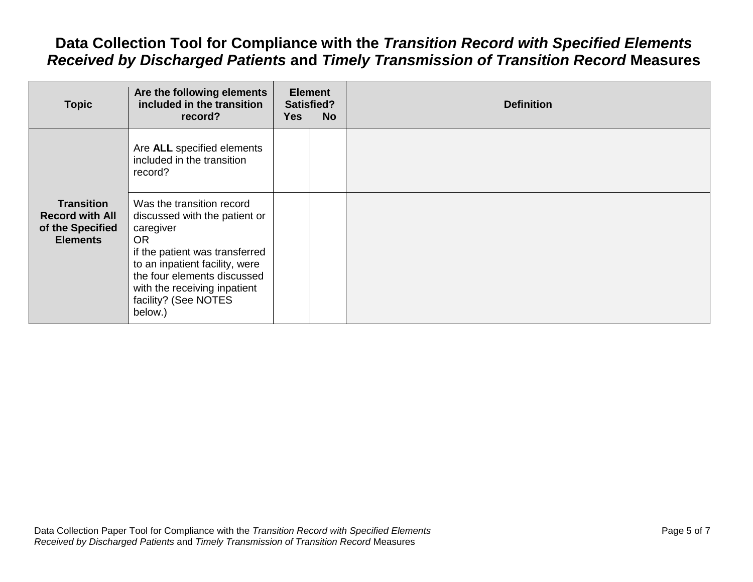# Data Collection Tool for Compliance with the *Transition Record with Specified Elements Received by Discharged Patients* and *Timely Transmission of Transition Record* Measures

| Topic | Are the following elements included in the transition record? | Element Satisfied? Yes | No | Definition |
|---|---|---|---|---|
| **Transition Record with All of the Specified Elements** | Are **ALL** specified elements included in the transition record? | | | |
| | Was the transition record discussed with the patient or caregiver<br>OR<br>if the patient was transferred to an inpatient facility, were the four elements discussed with the receiving inpatient facility? (See NOTES below.) | | | |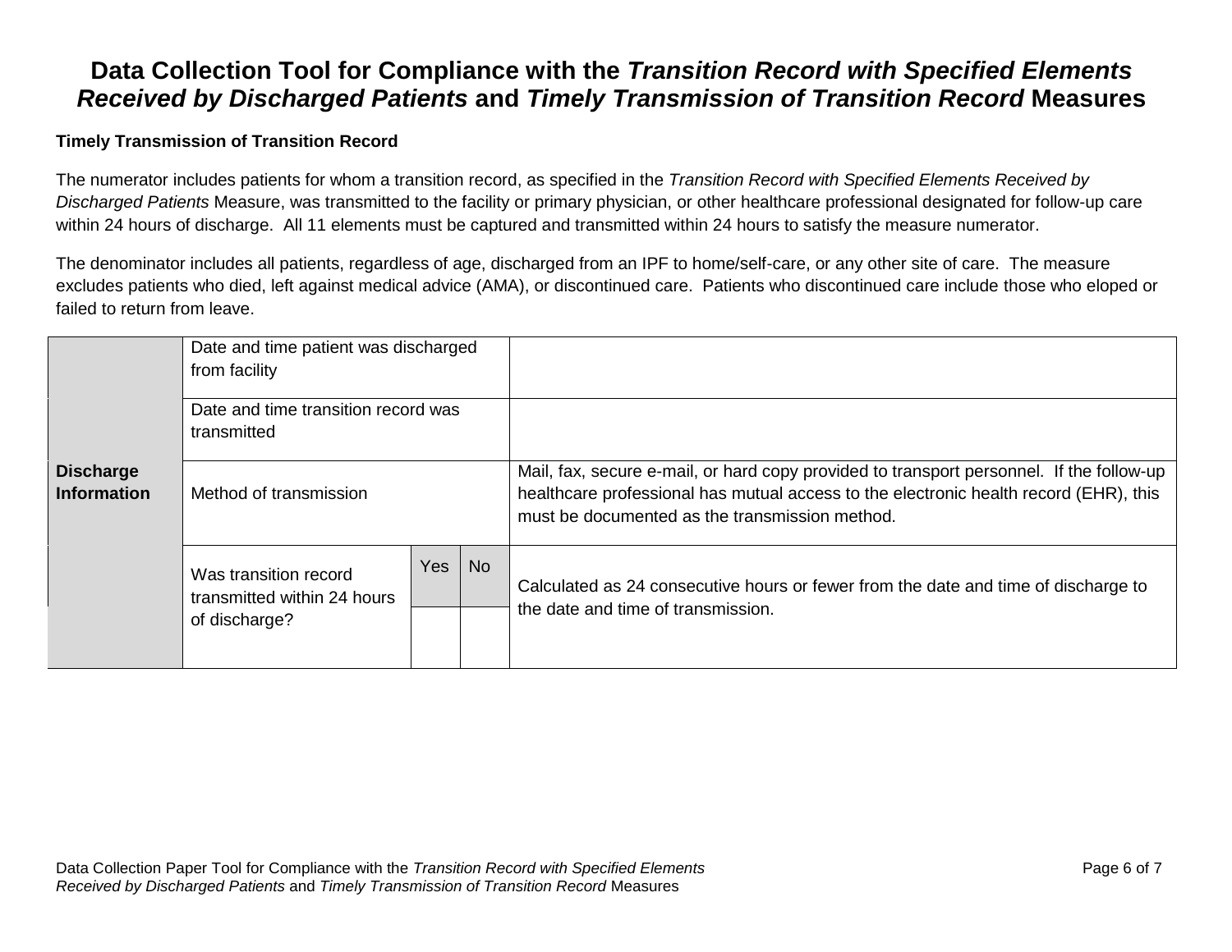# Data Collection Tool for Compliance with the *Transition Record with Specified Elements Received by Discharged Patients* and *Timely Transmission of Transition Record* Measures

**Timely Transmission of Transition Record**

The numerator includes patients for whom a transition record, as specified in the *Transition Record with Specified Elements Received by Discharged Patients* Measure, was transmitted to the facility or primary physician, or other healthcare professional designated for follow-up care within 24 hours of discharge. All 11 elements must be captured and transmitted within 24 hours to satisfy the measure numerator.

The denominator includes all patients, regardless of age, discharged from an IPF to home/self-care, or any other site of care. The measure excludes patients who died, left against medical advice (AMA), or discontinued care. Patients who discontinued care include those who eloped or failed to return from leave.

| | | | | |
|---|---|---|---|---|
| **Discharge Information** | Date and time patient was discharged from facility | | | |
| | Date and time transition record was transmitted | | | |
| | Method of transmission | | | Mail, fax, secure e-mail, or hard copy provided to transport personnel. If the follow-up healthcare professional has mutual access to the electronic health record (EHR), this must be documented as the transmission method. |
| | Was transition record transmitted within 24 hours of discharge? | Yes | No | Calculated as 24 consecutive hours or fewer from the date and time of discharge to the date and time of transmission. |
| | | | | |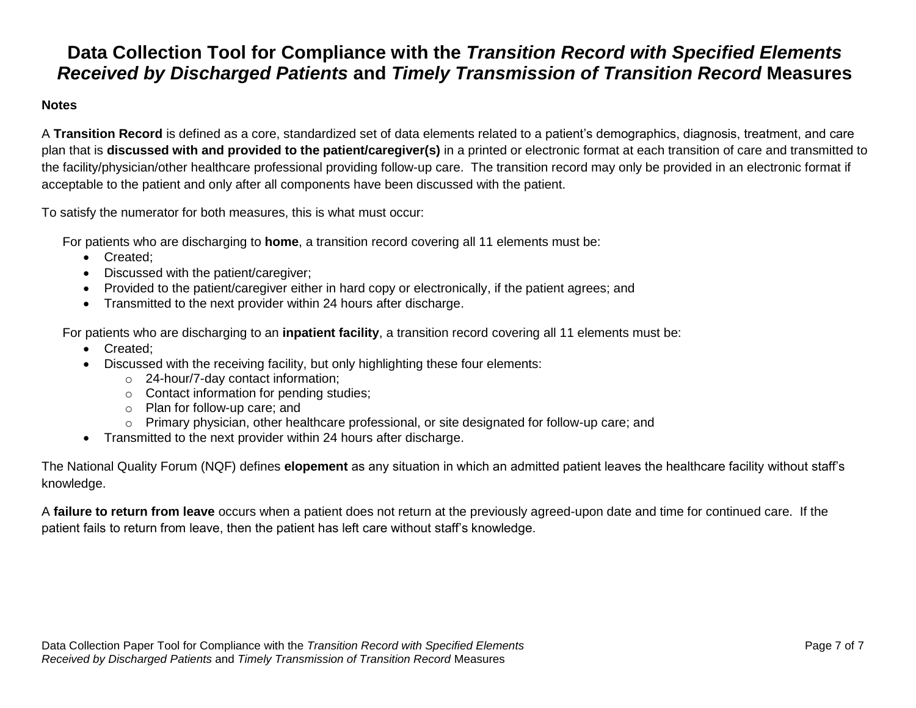# Data Collection Tool for Compliance with the *Transition Record with Specified Elements Received by Discharged Patients* and *Timely Transmission of Transition Record* Measures

**Notes**

A **Transition Record** is defined as a core, standardized set of data elements related to a patient's demographics, diagnosis, treatment, and care plan that is **discussed with and provided to the patient/caregiver(s)** in a printed or electronic format at each transition of care and transmitted to the facility/physician/other healthcare professional providing follow-up care. The transition record may only be provided in an electronic format if acceptable to the patient and only after all components have been discussed with the patient.

To satisfy the numerator for both measures, this is what must occur:

For patients who are discharging to **home**, a transition record covering all 11 elements must be:

- Created;
- Discussed with the patient/caregiver;
- Provided to the patient/caregiver either in hard copy or electronically, if the patient agrees; and
- Transmitted to the next provider within 24 hours after discharge.

For patients who are discharging to an **inpatient facility**, a transition record covering all 11 elements must be:

- Created;
- Discussed with the receiving facility, but only highlighting these four elements:
  - 24-hour/7-day contact information;
  - Contact information for pending studies;
  - Plan for follow-up care; and
  - Primary physician, other healthcare professional, or site designated for follow-up care; and
- Transmitted to the next provider within 24 hours after discharge.

The National Quality Forum (NQF) defines **elopement** as any situation in which an admitted patient leaves the healthcare facility without staff's knowledge.

A **failure to return from leave** occurs when a patient does not return at the previously agreed-upon date and time for continued care. If the patient fails to return from leave, then the patient has left care without staff's knowledge.